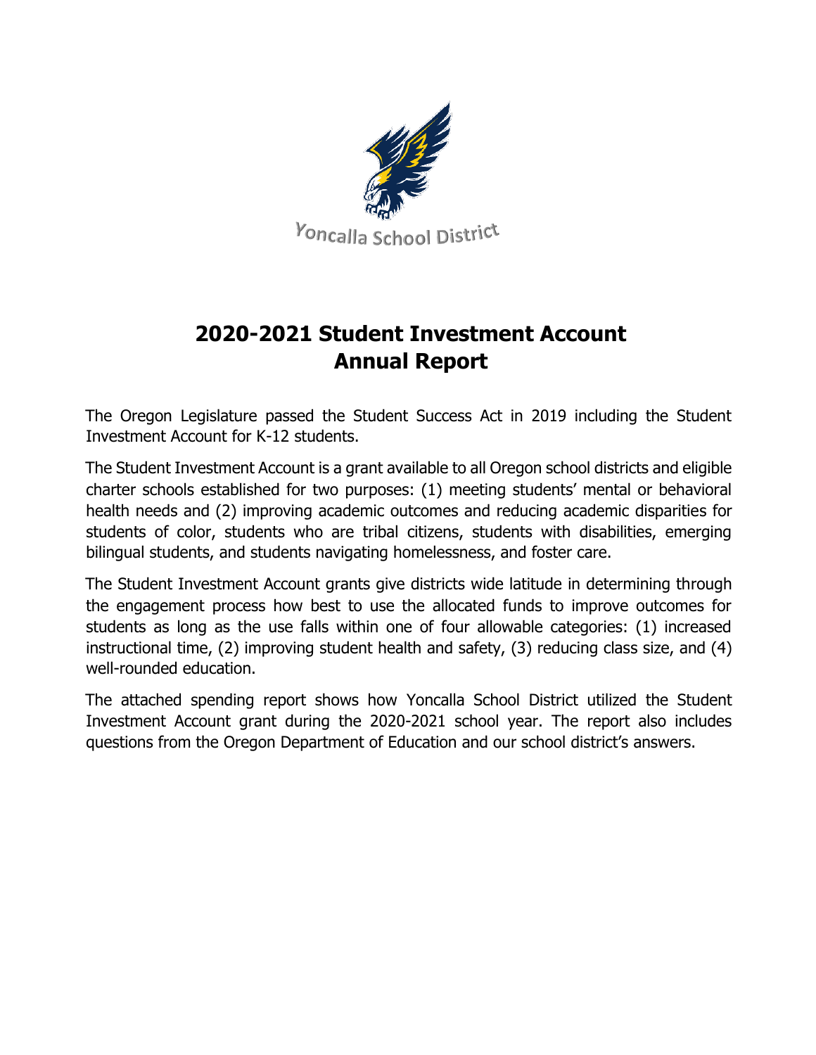Yoncalla School District

# 2020-2021 Student Investment Account Annual Report

The Oregon Legislature passed the Student Success Act in 2019 including the Student Investment Account for K-12 students.

The Student Investment Account is a grant available to all Oregon school districts and eligible charter schools established for two purposes: (1) meeting students' mental or behavioral health needs and (2) improving academic outcomes and reducing academic disparities for students of color, students who are tribal citizens, students with disabilities, emerging bilingual students, and students navigating homelessness, and foster care.

The Student Investment Account grants give districts wide latitude in determining through the engagement process how best to use the allocated funds to improve outcomes for students as long as the use falls within one of four allowable categories: (1) increased instructional time, (2) improving student health and safety, (3) reducing class size, and (4) well-rounded education.

The attached spending report shows how Yoncalla School District utilized the Student Investment Account grant during the 2020-2021 school year. The report also includes questions from the Oregon Department of Education and our school district's answers.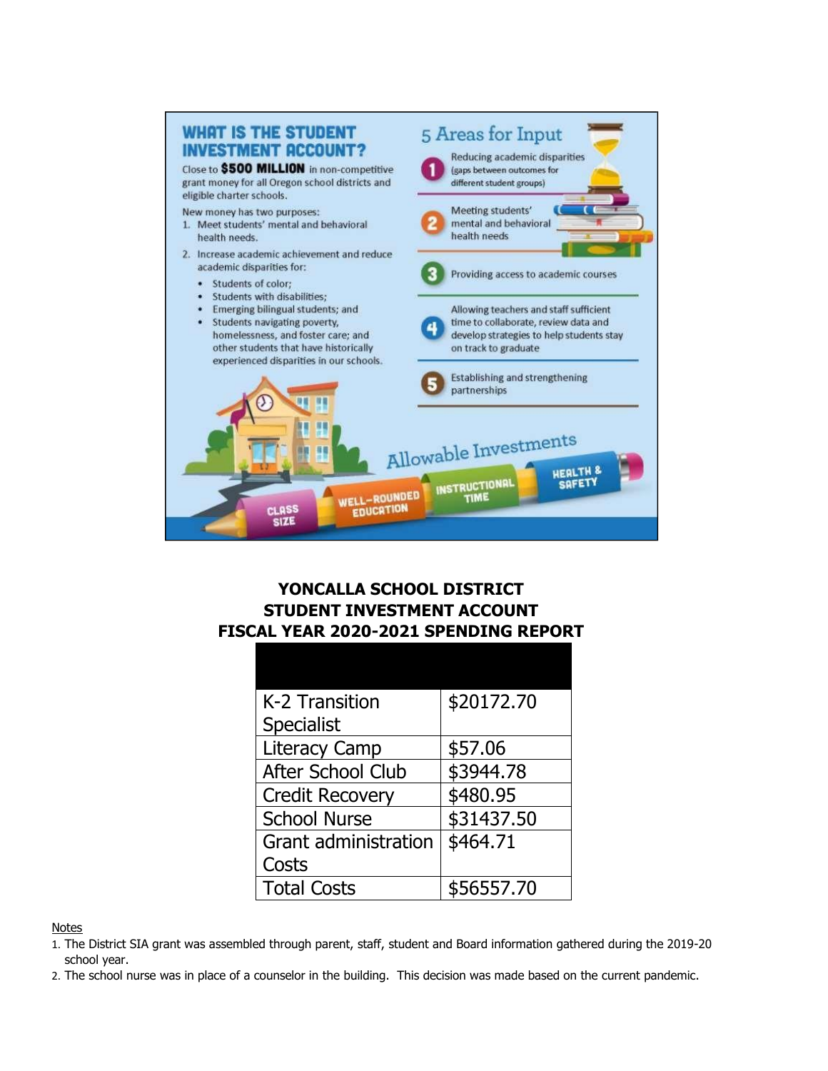## WHAT IS THE STUDENT INVESTMENT ACCOUNT?

Close to **$500 MILLION** in non-competitive grant money for all Oregon school districts and eligible charter schools.

New money has two purposes:

1. Meet students' mental and behavioral health needs.
2. Increase academic achievement and reduce academic disparities for:
   - Students of color;
   - Students with disabilities;
   - Emerging bilingual students; and
   - Students navigating poverty, homelessness, and foster care; and other students that have historically experienced disparities in our schools.

## 5 Areas for Input

1. Reducing academic disparities (gaps between outcomes for different student groups)
2. Meeting students' mental and behavioral health needs
3. Providing access to academic courses
4. Allowing teachers and staff sufficient time to collaborate, review data and develop strategies to help students stay on track to graduate
5. Establishing and strengthening partnerships

## Allowable Investments

CLASS SIZE · WELL-ROUNDED EDUCATION · INSTRUCTIONAL TIME · HEALTH & SAFETY

# YONCALLA SCHOOL DISTRICT
# STUDENT INVESTMENT ACCOUNT
# FISCAL YEAR 2020-2021 SPENDING REPORT

| | |
|---|---|
| K-2 Transition Specialist | $20172.70 |
| Literacy Camp | $57.06 |
| After School Club | $3944.78 |
| Credit Recovery | $480.95 |
| School Nurse | $31437.50 |
| Grant administration Costs | $464.71 |
| Total Costs | $56557.70 |

Notes

1. The District SIA grant was assembled through parent, staff, student and Board information gathered during the 2019-20 school year.
2. The school nurse was in place of a counselor in the building. This decision was made based on the current pandemic.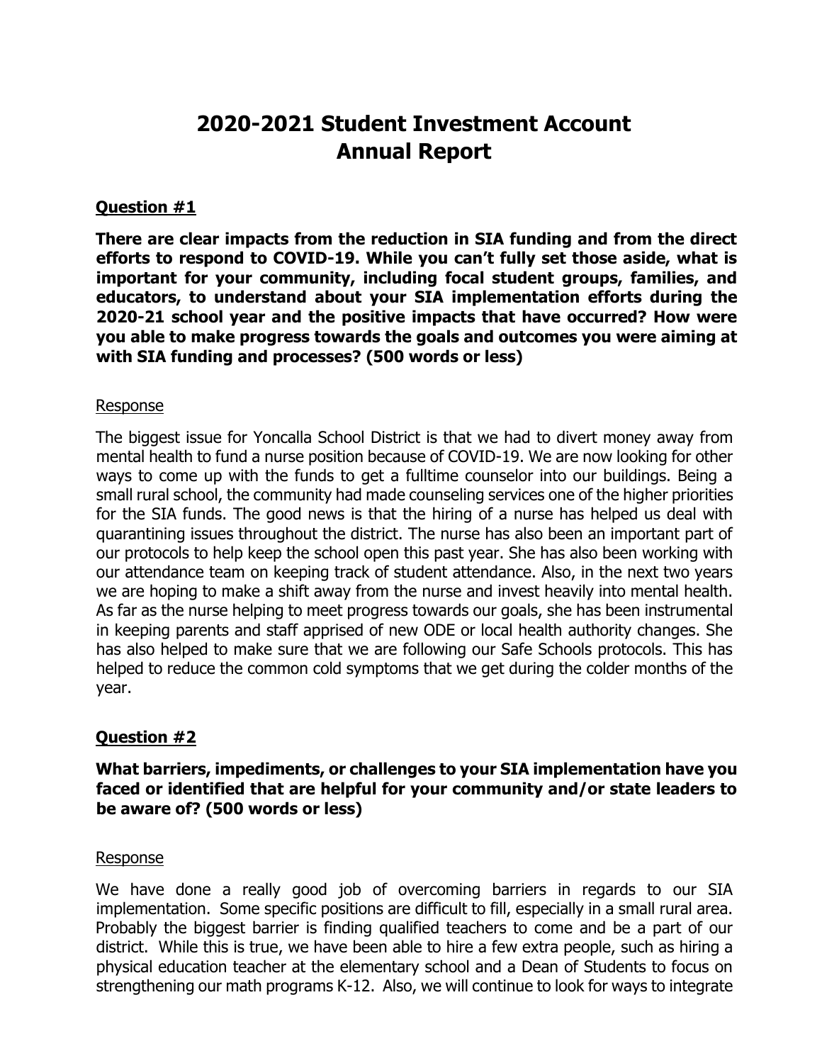# 2020-2021 Student Investment Account Annual Report

### Question #1

**There are clear impacts from the reduction in SIA funding and from the direct efforts to respond to COVID-19. While you can't fully set those aside, what is important for your community, including focal student groups, families, and educators, to understand about your SIA implementation efforts during the 2020-21 school year and the positive impacts that have occurred? How were you able to make progress towards the goals and outcomes you were aiming at with SIA funding and processes? (500 words or less)**

Response

The biggest issue for Yoncalla School District is that we had to divert money away from mental health to fund a nurse position because of COVID-19. We are now looking for other ways to come up with the funds to get a fulltime counselor into our buildings. Being a small rural school, the community had made counseling services one of the higher priorities for the SIA funds. The good news is that the hiring of a nurse has helped us deal with quarantining issues throughout the district. The nurse has also been an important part of our protocols to help keep the school open this past year. She has also been working with our attendance team on keeping track of student attendance. Also, in the next two years we are hoping to make a shift away from the nurse and invest heavily into mental health. As far as the nurse helping to meet progress towards our goals, she has been instrumental in keeping parents and staff apprised of new ODE or local health authority changes. She has also helped to make sure that we are following our Safe Schools protocols. This has helped to reduce the common cold symptoms that we get during the colder months of the year.

### Question #2

**What barriers, impediments, or challenges to your SIA implementation have you faced or identified that are helpful for your community and/or state leaders to be aware of? (500 words or less)**

Response

We have done a really good job of overcoming barriers in regards to our SIA implementation. Some specific positions are difficult to fill, especially in a small rural area. Probably the biggest barrier is finding qualified teachers to come and be a part of our district. While this is true, we have been able to hire a few extra people, such as hiring a physical education teacher at the elementary school and a Dean of Students to focus on strengthening our math programs K-12. Also, we will continue to look for ways to integrate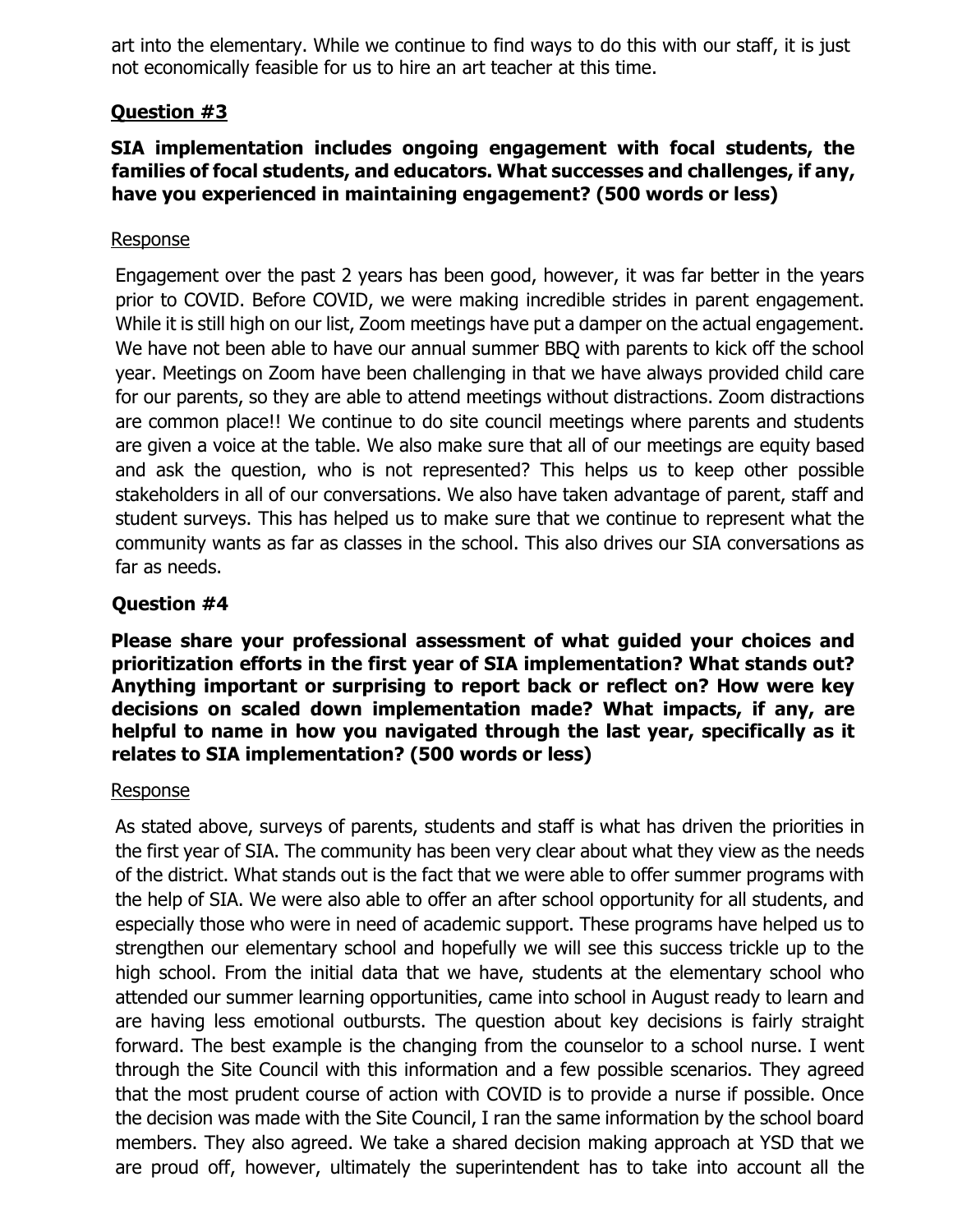art into the elementary. While we continue to find ways to do this with our staff, it is just not economically feasible for us to hire an art teacher at this time.

## Question #3

**SIA implementation includes ongoing engagement with focal students, the families of focal students, and educators. What successes and challenges, if any, have you experienced in maintaining engagement? (500 words or less)**

Response

Engagement over the past 2 years has been good, however, it was far better in the years prior to COVID. Before COVID, we were making incredible strides in parent engagement. While it is still high on our list, Zoom meetings have put a damper on the actual engagement. We have not been able to have our annual summer BBQ with parents to kick off the school year. Meetings on Zoom have been challenging in that we have always provided child care for our parents, so they are able to attend meetings without distractions. Zoom distractions are common place!! We continue to do site council meetings where parents and students are given a voice at the table. We also make sure that all of our meetings are equity based and ask the question, who is not represented? This helps us to keep other possible stakeholders in all of our conversations. We also have taken advantage of parent, staff and student surveys. This has helped us to make sure that we continue to represent what the community wants as far as classes in the school. This also drives our SIA conversations as far as needs.

## Question #4

**Please share your professional assessment of what guided your choices and prioritization efforts in the first year of SIA implementation? What stands out? Anything important or surprising to report back or reflect on? How were key decisions on scaled down implementation made? What impacts, if any, are helpful to name in how you navigated through the last year, specifically as it relates to SIA implementation? (500 words or less)**

Response

As stated above, surveys of parents, students and staff is what has driven the priorities in the first year of SIA. The community has been very clear about what they view as the needs of the district. What stands out is the fact that we were able to offer summer programs with the help of SIA. We were also able to offer an after school opportunity for all students, and especially those who were in need of academic support. These programs have helped us to strengthen our elementary school and hopefully we will see this success trickle up to the high school. From the initial data that we have, students at the elementary school who attended our summer learning opportunities, came into school in August ready to learn and are having less emotional outbursts. The question about key decisions is fairly straight forward. The best example is the changing from the counselor to a school nurse. I went through the Site Council with this information and a few possible scenarios. They agreed that the most prudent course of action with COVID is to provide a nurse if possible. Once the decision was made with the Site Council, I ran the same information by the school board members. They also agreed. We take a shared decision making approach at YSD that we are proud off, however, ultimately the superintendent has to take into account all the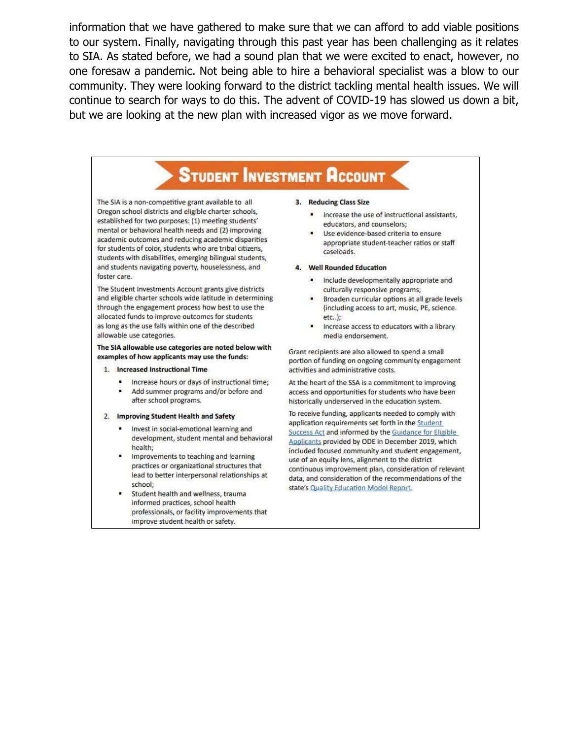information that we have gathered to make sure that we can afford to add viable positions to our system. Finally, navigating through this past year has been challenging as it relates to SIA. As stated before, we had a sound plan that we were excited to enact, however, no one foresaw a pandemic. Not being able to hire a behavioral specialist was a blow to our community. They were looking forward to the district tackling mental health issues. We will continue to search for ways to do this. The advent of COVID-19 has slowed us down a bit, but we are looking at the new plan with increased vigor as we move forward.

## Student Investment Account

The SIA is a non-competitive grant available to all Oregon school districts and eligible charter schools, established for two purposes: (1) meeting students' mental or behavioral health needs and (2) improving academic outcomes and reducing academic disparities for students of color, students who are tribal citizens, students with disabilities, emerging bilingual students, and students navigating poverty, houselessness, and foster care.

The Student Investments Account grants give districts and eligible charter schools wide latitude in determining through the engagement process how best to use the allocated funds to improve outcomes for students as long as the use falls within one of the described allowable use categories.

**The SIA allowable use categories are noted below with examples of how applicants may use the funds:**

1. **Increased Instructional Time**
   - Increase hours or days of instructional time;
   - Add summer programs and/or before and after school programs.
2. **Improving Student Health and Safety**
   - Invest in social-emotional learning and development, student mental and behavioral health;
   - Improvements to teaching and learning practices or organizational structures that lead to better interpersonal relationships at school;
   - Student health and wellness, trauma informed practices, school health professionals, or facility improvements that improve student health or safety.
3. **Reducing Class Size**
   - Increase the use of instructional assistants, educators, and counselors;
   - Use evidence-based criteria to ensure appropriate student-teacher ratios or staff caseloads.
4. **Well Rounded Education**
   - Include developmentally appropriate and culturally responsive programs;
   - Broaden curricular options at all grade levels (including access to art, music, PE, science. etc..);
   - Increase access to educators with a library media endorsement.

Grant recipients are also allowed to spend a small portion of funding on ongoing community engagement activities and administrative costs.

At the heart of the SSA is a commitment to improving access and opportunities for students who have been historically underserved in the education system.

To receive funding, applicants needed to comply with application requirements set forth in the Student Success Act and informed by the Guidance for Eligible Applicants provided by ODE in December 2019, which included focused community and student engagement, use of an equity lens, alignment to the district continuous improvement plan, consideration of relevant data, and consideration of the recommendations of the state's Quality Education Model Report.